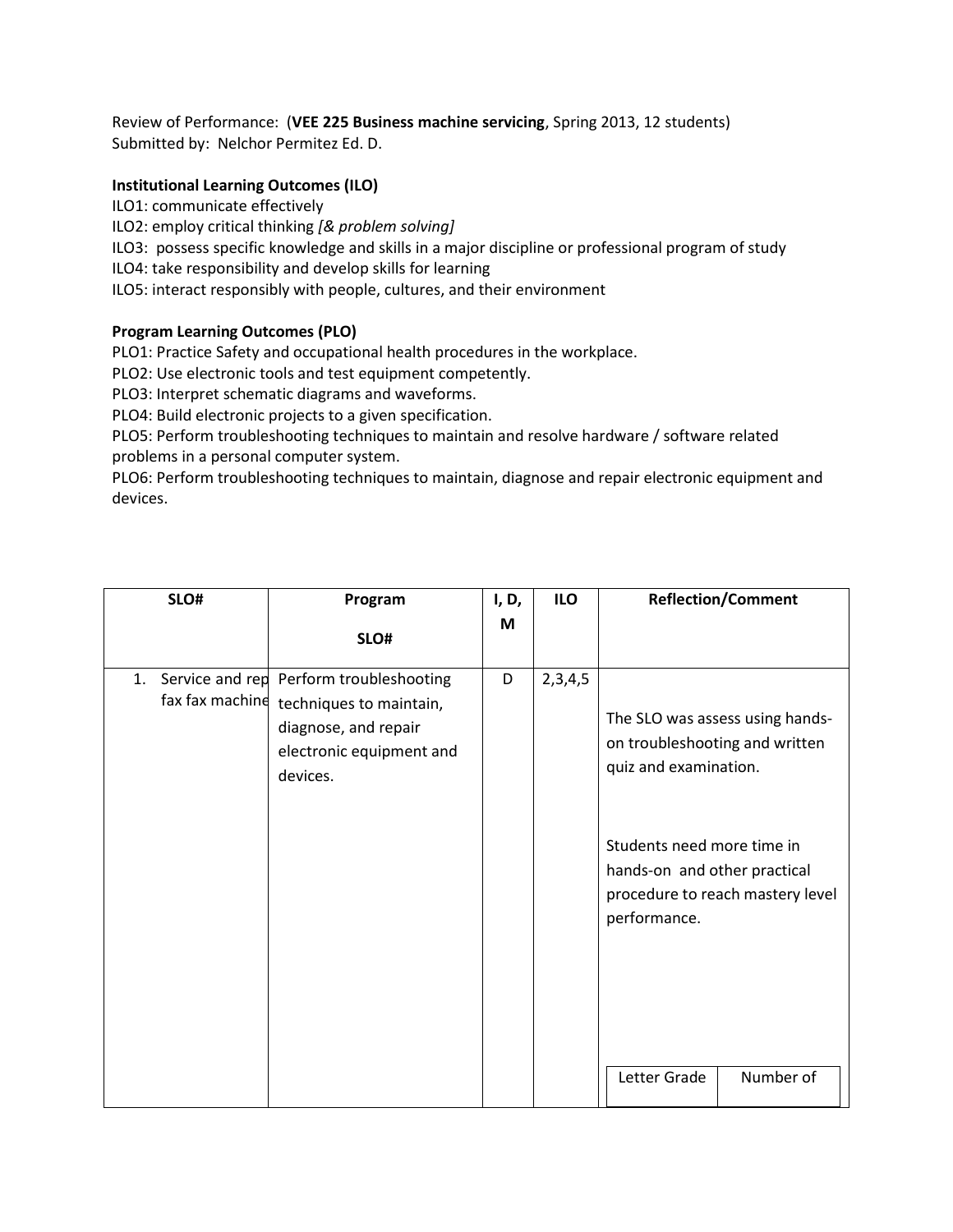Review of Performance: (**VEE 225 Business machine servicing**, Spring 2013, 12 students)
Submitted by: Nelchor Permitez Ed. D.

**Institutional Learning Outcomes (ILO)**

ILO1: communicate effectively
ILO2: employ critical thinking *[& problem solving]*
ILO3: possess specific knowledge and skills in a major discipline or professional program of study
ILO4: take responsibility and develop skills for learning
ILO5: interact responsibly with people, cultures, and their environment

**Program Learning Outcomes (PLO)**

PLO1: Practice Safety and occupational health procedures in the workplace.
PLO2: Use electronic tools and test equipment competently.
PLO3: Interpret schematic diagrams and waveforms.
PLO4: Build electronic projects to a given specification.
PLO5: Perform troubleshooting techniques to maintain and resolve hardware / software related problems in a personal computer system.
PLO6: Perform troubleshooting techniques to maintain, diagnose and repair electronic equipment and devices.

| SLO# | Program SLO# | I, D, M | ILO | Reflection/Comment |
|---|---|---|---|---|
| 1. Service and rep fax fax machine | Perform troubleshooting techniques to maintain, diagnose, and repair electronic equipment and devices. | D | 2,3,4,5 | The SLO was assess using hands-on troubleshooting and written quiz and examination.<br><br>Students need more time in hands-on and other practical procedure to reach mastery level performance.<br><br>Letter Grade \| Number of |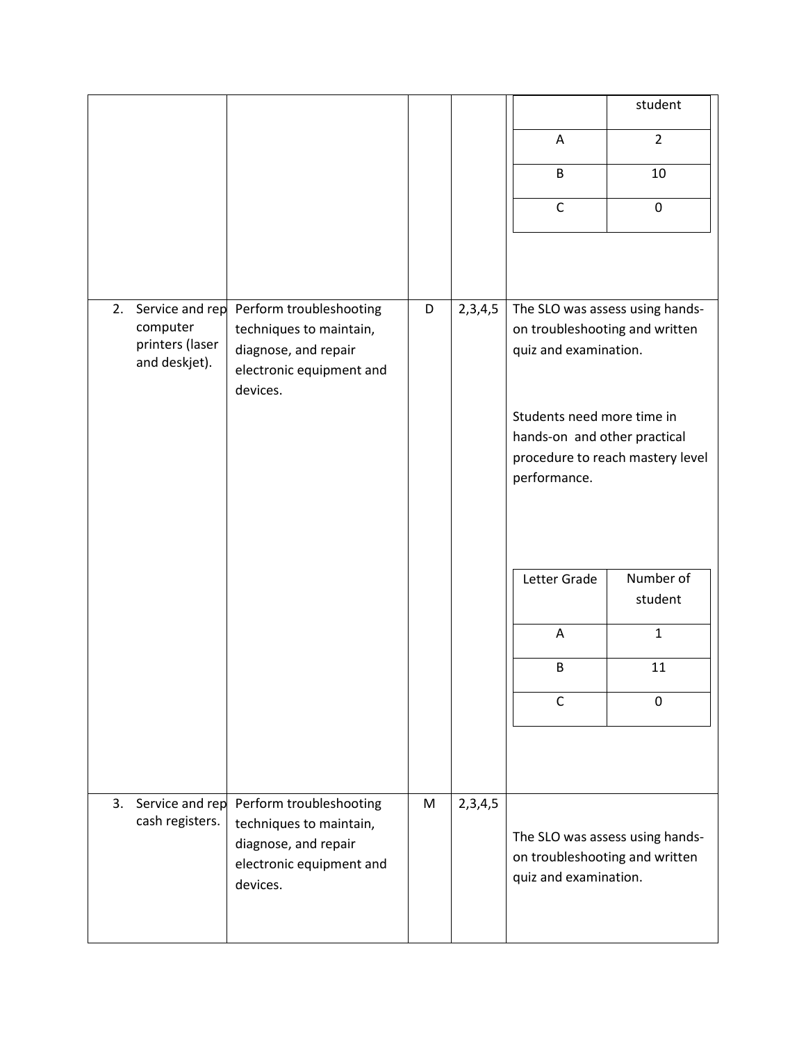| | | | | | |
|---|---|---|---|---|---|
| | | | | | student |
| | | | | A | 2 |
| | | | | B | 10 |
| | | | | C | 0 |
| 2. Service and rep computer printers (laser and deskjet). | Perform troubleshooting techniques to maintain, diagnose, and repair electronic equipment and devices. | D | 2,3,4,5 | The SLO was assess using hands-on troubleshooting and written quiz and examination.<br><br>Students need more time in hands-on and other practical procedure to reach mastery level performance. | |
| | | | | Letter Grade | Number of student |
| | | | | A | 1 |
| | | | | B | 11 |
| | | | | C | 0 |
| 3. Service and rep cash registers. | Perform troubleshooting techniques to maintain, diagnose, and repair electronic equipment and devices. | M | 2,3,4,5 | The SLO was assess using hands-on troubleshooting and written quiz and examination. | |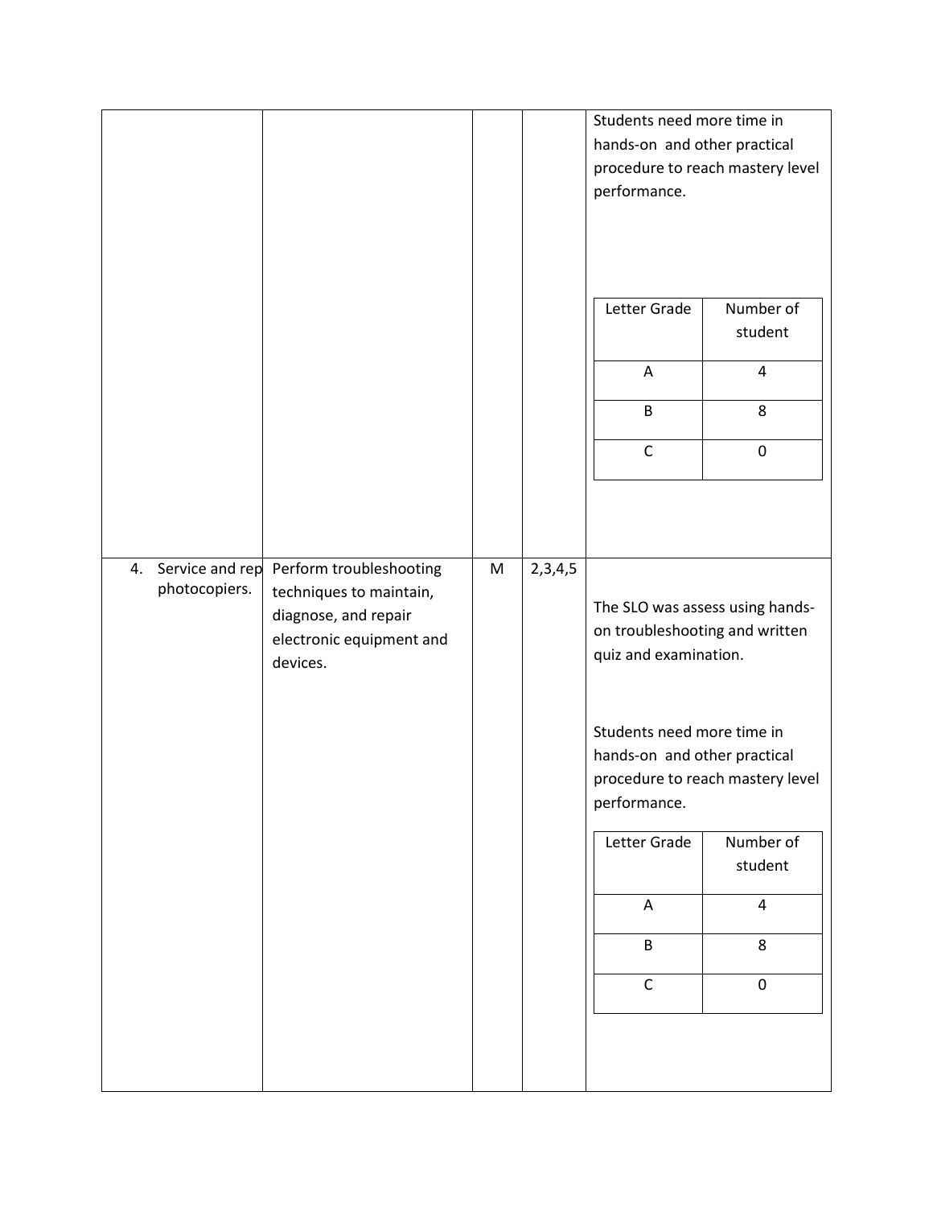| | | | | Students need more time in hands-on and other practical procedure to reach mastery level performance.<br><br>Letter Grade / Number of student:<br>A: 4<br>B: 8<br>C: 0 |
|---|---|---|---|---|
| 4. Service and rep photocopiers. | Perform troubleshooting techniques to maintain, diagnose, and repair electronic equipment and devices. | M | 2,3,4,5 | The SLO was assess using hands-on troubleshooting and written quiz and examination.<br><br>Students need more time in hands-on and other practical procedure to reach mastery level performance.<br><br>Letter Grade / Number of student:<br>A: 4<br>B: 8<br>C: 0 |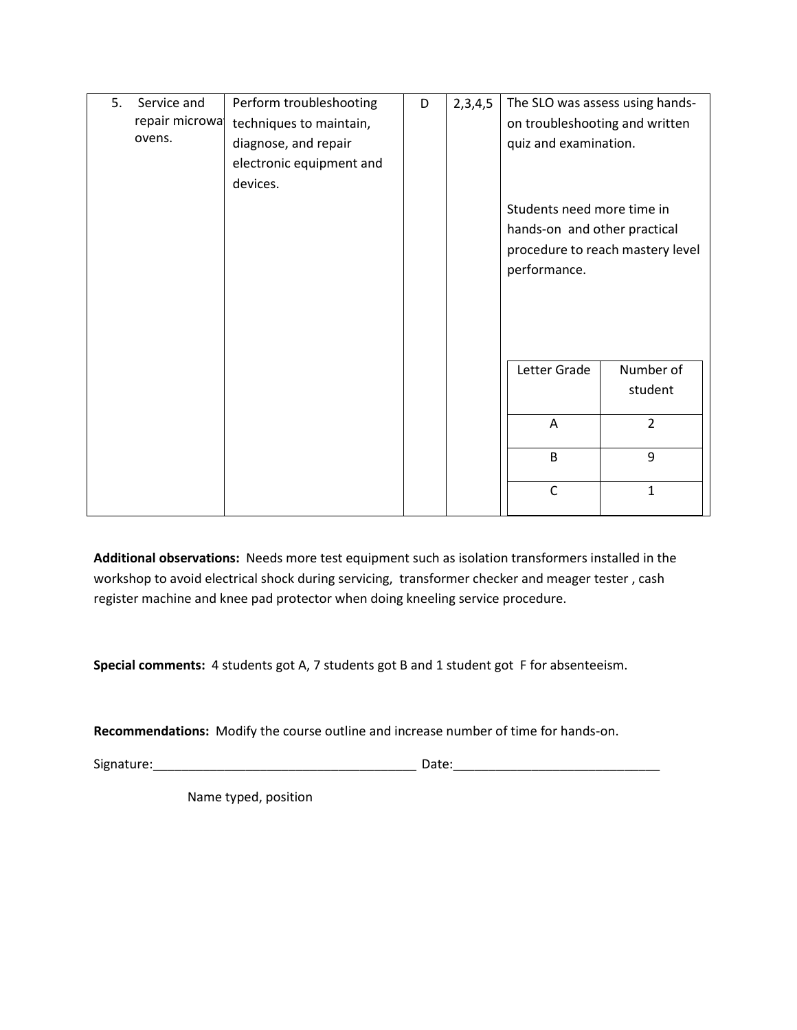| | | | | |
|---|---|---|---|---|
| 5. Service and repair microwave ovens. | Perform troubleshooting techniques to maintain, diagnose, and repair electronic equipment and devices. | D | 2,3,4,5 | The SLO was assess using hands-on troubleshooting and written quiz and examination.<br><br>Students need more time in hands-on and other practical procedure to reach mastery level performance.<br><br>Letter Grade / Number of student: A – 2; B – 9; C – 1 |

| Letter Grade | Number of student |
|---|---|
| A | 2 |
| B | 9 |
| C | 1 |

**Additional observations:** Needs more test equipment such as isolation transformers installed in the workshop to avoid electrical shock during servicing, transformer checker and meager tester , cash register machine and knee pad protector when doing kneeling service procedure.

**Special comments:** 4 students got A, 7 students got B and 1 student got F for absenteeism.

**Recommendations:** Modify the course outline and increase number of time for hands-on.

Signature:______________________________________ Date:_____________________________

Name typed, position